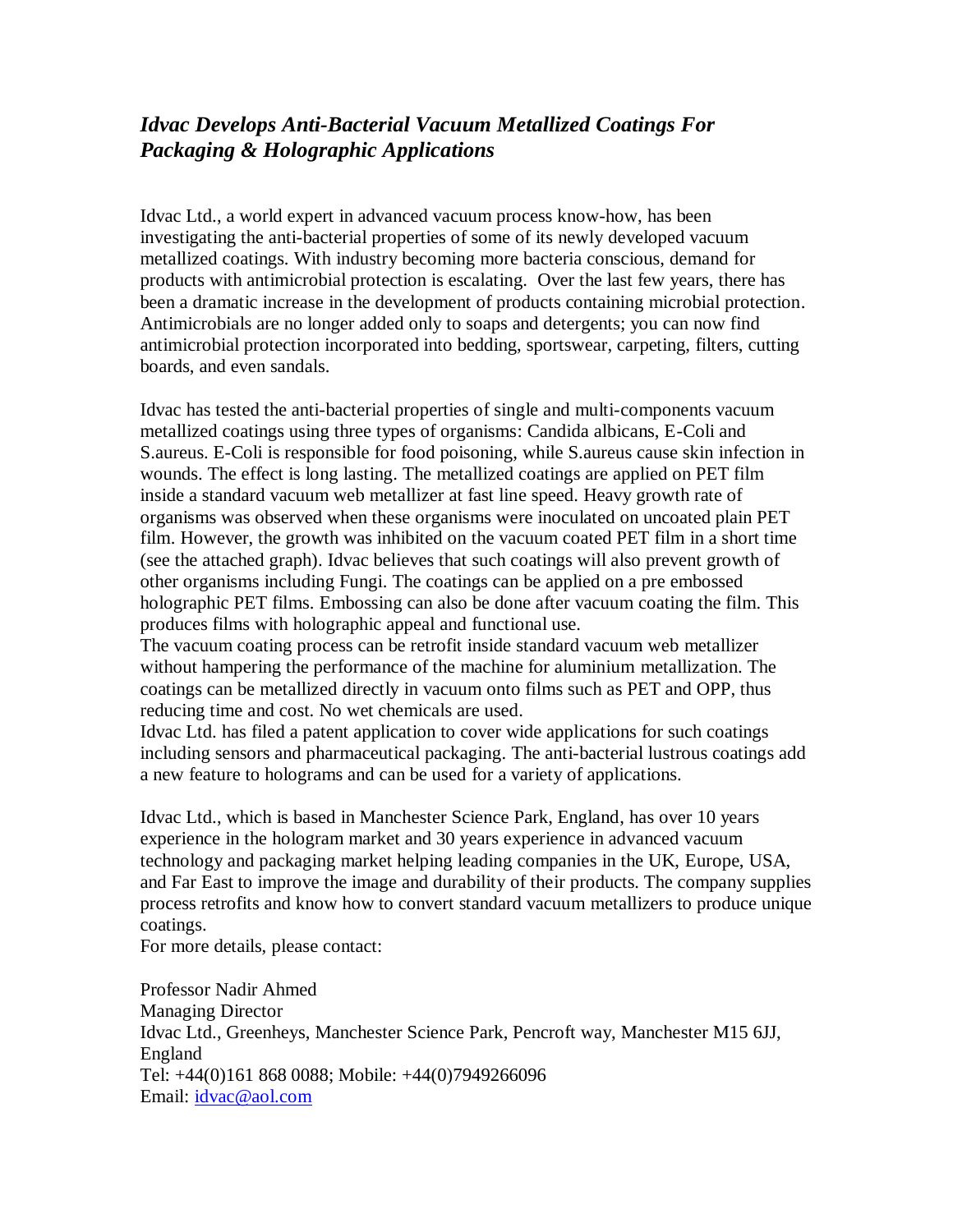## *Idvac Develops Anti-Bacterial Vacuum Metallized Coatings For Packaging & Holographic Applications*

Idvac Ltd., a world expert in advanced vacuum process know-how, has been investigating the anti-bacterial properties of some of its newly developed vacuum metallized coatings. With industry becoming more bacteria conscious, demand for products with antimicrobial protection is escalating. Over the last few years, there has been a dramatic increase in the development of products containing microbial protection. Antimicrobials are no longer added only to soaps and detergents; you can now find antimicrobial protection incorporated into bedding, sportswear, carpeting, filters, cutting boards, and even sandals.

Idvac has tested the anti-bacterial properties of single and multi-components vacuum metallized coatings using three types of organisms: Candida albicans, E-Coli and S.aureus. E-Coli is responsible for food poisoning, while S.aureus cause skin infection in wounds. The effect is long lasting. The metallized coatings are applied on PET film inside a standard vacuum web metallizer at fast line speed. Heavy growth rate of organisms was observed when these organisms were inoculated on uncoated plain PET film. However, the growth was inhibited on the vacuum coated PET film in a short time (see the attached graph). Idvac believes that such coatings will also prevent growth of other organisms including Fungi. The coatings can be applied on a pre embossed holographic PET films. Embossing can also be done after vacuum coating the film. This produces films with holographic appeal and functional use.

The vacuum coating process can be retrofit inside standard vacuum web metallizer without hampering the performance of the machine for aluminium metallization. The coatings can be metallized directly in vacuum onto films such as PET and OPP, thus reducing time and cost. No wet chemicals are used.

Idvac Ltd. has filed a patent application to cover wide applications for such coatings including sensors and pharmaceutical packaging. The anti-bacterial lustrous coatings add a new feature to holograms and can be used for a variety of applications.

Idvac Ltd., which is based in Manchester Science Park, England, has over 10 years experience in the hologram market and 30 years experience in advanced vacuum technology and packaging market helping leading companies in the UK, Europe, USA, and Far East to improve the image and durability of their products. The company supplies process retrofits and know how to convert standard vacuum metallizers to produce unique coatings.

For more details, please contact:

Professor Nadir Ahmed
Managing Director
Idvac Ltd., Greenheys, Manchester Science Park, Pencroft way, Manchester M15 6JJ, England
Tel: +44(0)161 868 0088; Mobile: +44(0)7949266096
Email: idvac@aol.com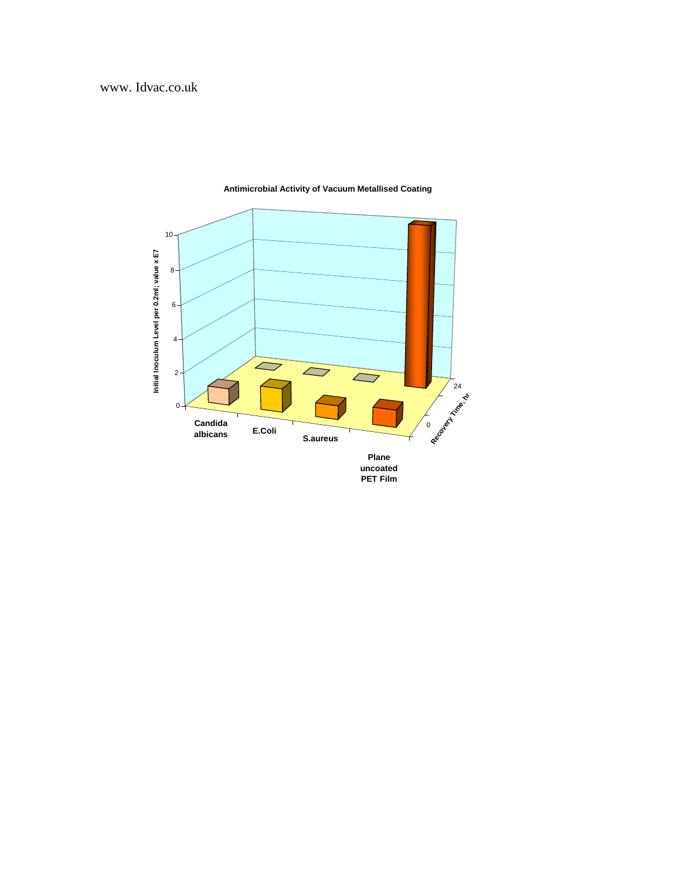www. Idvac.co.uk

**Antimicrobial Activity of Vacuum Metallised Coating**

Initial Inoculum Level per 0.2ml; value x E7

10
8
6
4
2
0

Candida albicans
E.Coli
S.aureus
Plane uncoated PET Film

Recovery Time, hr
0
24